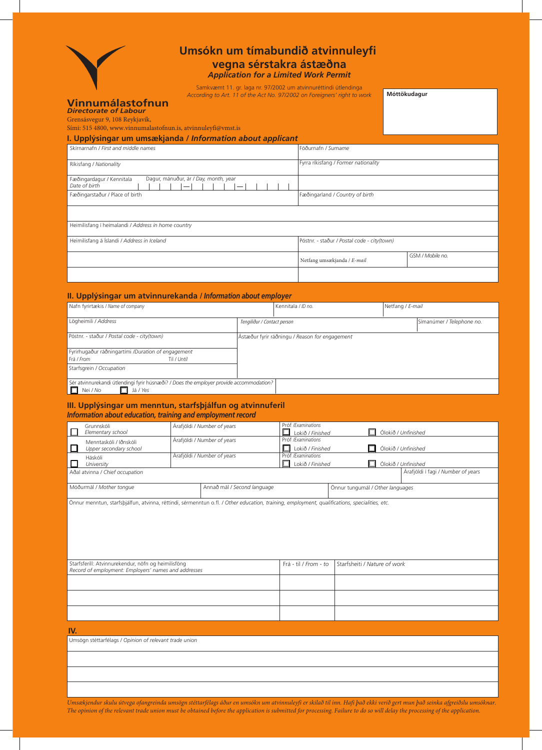# Umsókn um tímabundið atvinnuleyfi vegna sérstakra ástæðna

***Application for a Limited Work Permit***

Samkvæmt 11. gr. laga nr. 97/2002 um atvinnuréttindi útlendinga
*According to Art. 11 of the Act No. 97/2002 on Foreigners' right to work*

**Móttökudagur**

**Vinnumálastofnun**
***Directorate of Labour***
Grensásvegur 9, 108 Reykjavík,
Sími: 515 4800, www.vinnumalastofnun.is, atvinnuleyfi@vmst.is

## I. Upplýsingar um umsækjanda / *Information about applicant*

| | |
|---|---|
| Skírnarnafn / *First and middle names* | Föðurnafn / *Surname* |
| Ríkisfang / *Nationality* | Fyrra ríkisfang / *Former nationality* |
| Fæðingardagur / Kennitala *Date of birth* — Dagur, mánuður, ár / *Day, month, year* | |
| Fæðingarstaður / Place of birth | Fæðingarland / *Country of birth* |
| | |
| Heimilisfang í heimalandi / *Address in home country* | |
| Heimilisfang á Íslandi / *Address in Iceland* | Póstnr. - staður / *Postal code - city(town)* |
| | Netfang umsækjanda / *E-mail* — GSM / *Mobile no.* |
| | |

## II. Upplýsingar um atvinnurekanda / *Information about employer*

| | | |
|---|---|---|
| Nafn fyrirtækis / *Name of company* | Kennitala / *ID no.* | Netfang / *E-mail* |
| Lögheimili / *Address* | *Tengiliður / Contact person* | Símanúmer / *Telephone no.* |
| Póstnr. - staður / *Postal code - city(town)* | Ástæður fyrir ráðningu / *Reason for engagement* | |
| Fyrirhugaður ráðningartími /*Duration of engagement* Frá / *From* Til / *Until* | | |
| Starfsgrein / *Occupation* | | |
| Sér atvinnurekandi útlendingi fyrir húsnæði? / *Does the employer provide accommodation?* ☐ Nei / *No* ☐ Já / *Yes* | | |

## III. Upplýsingar um menntun, starfsþjálfun og atvinnuferil
### *Information about education, training and employment record*

| | | | |
|---|---|---|---|
| ☐ Grunnskóli *Elementary school* | Árafjöldi / *Number of years* | Próf /*Examinations* ☐ Lokið / *Finished* | ☐ Ólokið / *Unfinished* |
| ☐ Menntaskóli / Iðnskóli *Upper secondary school* | Árafjöldi / *Number of years* | Próf /*Examinations* ☐ Lokið / *Finished* | ☐ Ólokið / *Unfinished* |
| ☐ Háskóli *University* | Árafjöldi / *Number of years* | Próf /*Examinations* ☐ Lokið / *Finished* | ☐ Ólokið / *Unfinished* |
| Aðal atvinna / *Chief occupation* | | | Árafjöldi í fagi / *Number of years* |

| | | |
|---|---|---|
| Móðurmál / *Mother tongue* | Annað mál / *Second language* | Önnur tungumál / *Other languages* |

Önnur menntun, starfsþjálfun, atvinna, réttindi, sérmenntun o.fl. / *Other education, training, employment, qualifications, specialities, etc.*

| Starfsferill: Atvinnurekendur, nöfn og heimilisföng *Record of employment: Employers' names and addresses* | Frá - til / *From - to* | Starfsheiti / *Nature of work* |
|---|---|---|
| | | |
| | | |
| | | |

## IV.

| Umsögn stéttarfélags / *Opinion of relevant trade union* |
|---|
| |
| |
| |

*Umsækjendur skulu útvega ofangreinda umsögn stéttarfélags áður en umsókn um atvinnuleyfi er skilað til inn. Hafi það ekki verið gert mun það seinka afgreiðslu umsóknar.*
*The opinion of the relevant trade union must be obtained before the application is submitted for processing. Failure to do so will delay the processing of the application.*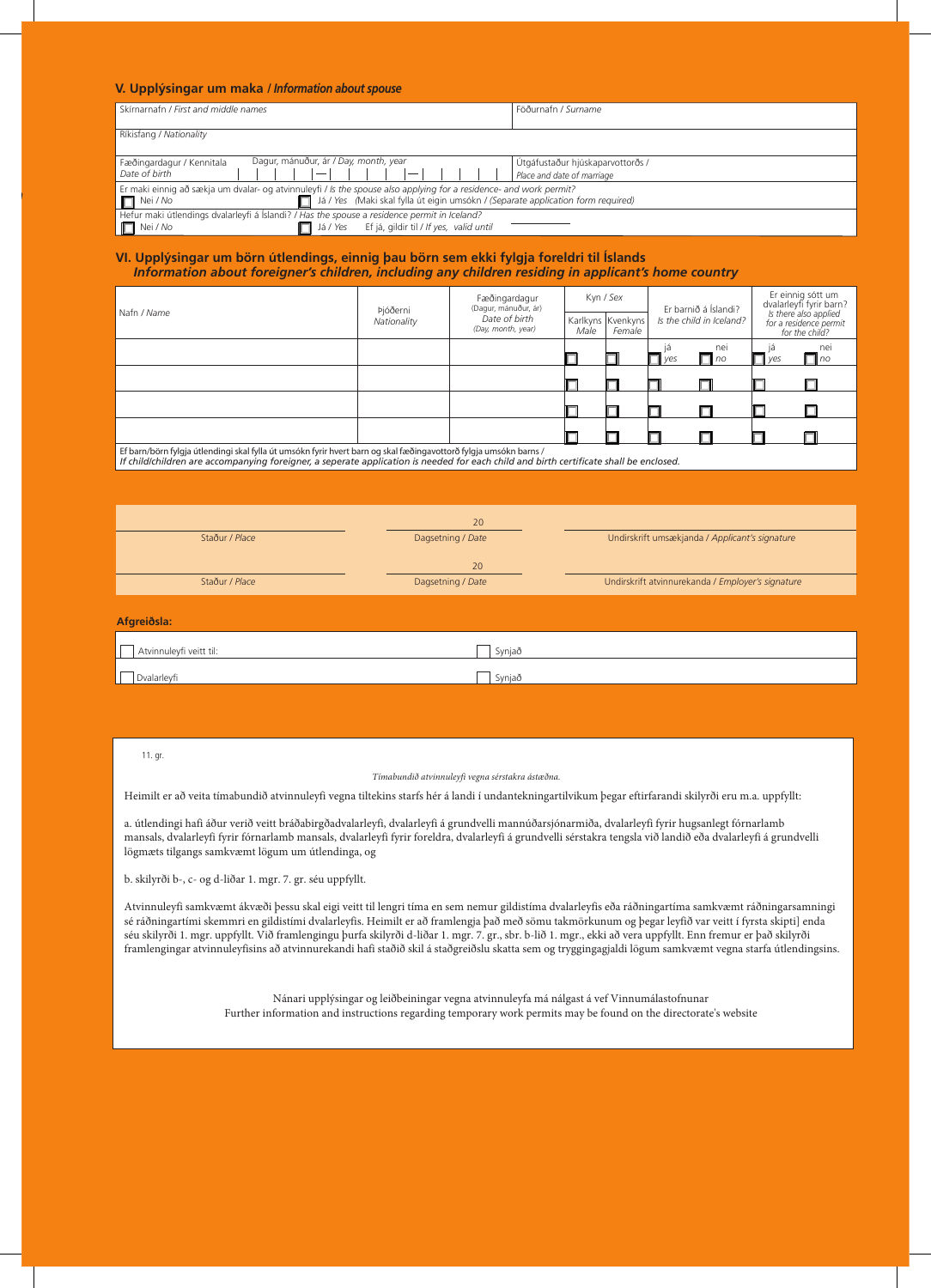## V. Upplýsingar um maka / *Information about spouse*

| | |
|---|---|
| Skírnarnafn / *First and middle names* | Föðurnafn / *Surname* |
| Ríkisfang / *Nationality* | |
| Fæðingardagur / Kennitala *Date of birth* — Dagur, mánuður, ár / *Day, month, year* | Útgáfustaður hjúskaparvottorðs / *Place and date of marriage* |

Er maki einnig að sækja um dvalar- og atvinnuleyfi / *Is the spouse also applying for a residence- and work permit?*
☐ Nei / *No* ☐ Já / *Yes* (Maki skal fylla út eigin umsókn / *(Separate application form required)*

Hefur maki útlendings dvalarleyfi á Íslandi? / *Has the spouse a residence permit in Iceland?*
☐ Nei / *No* ☐ Já / *Yes* Ef já, gildir til / *If yes, valid until* ______

## VI. Upplýsingar um börn útlendings, einnig þau börn sem ekki fylgja foreldri til Íslands
### *Information about foreigner's children, including any children residing in applicant's home country*

| Nafn / *Name* | Þjóðerni *Nationality* | Fæðingardagur (Dagur, mánuður, ár) *Date of birth (Day, month, year)* | Kyn / *Sex* | | Er barnið á Íslandi? *Is the child in Iceland?* | | Er einnig sótt um dvalarleyfi fyrir barn? *Is there also applied for a residence permit for the child?* | |
|---|---|---|---|---|---|---|---|---|
| | | | Karlkyns *Male* | Kvenkyns *Female* | já *yes* | nei *no* | já *yes* | nei *no* |
| | | | ☐ | ☐ | ☐ | ☐ | ☐ | ☐ |
| | | | ☐ | ☐ | ☐ | ☐ | ☐ | ☐ |
| | | | ☐ | ☐ | ☐ | ☐ | ☐ | ☐ |
| | | | ☐ | ☐ | ☐ | ☐ | ☐ | ☐ |

Ef barn/börn fylgja útlendingi skal fylla út umsókn fyrir hvert barn og skal fæðingavottorð fylgja umsókn barns /
*If child/children are accompanying foreigner, a seperate application is needed for each child and birth certificate shall be enclosed.*

| | | |
|---|---|---|
| Staður / *Place* | 20 Dagsetning / *Date* | Undirskrift umsækjanda / *Applicant's signature* |
| Staður / *Place* | 20 Dagsetning / *Date* | Undirskrift atvinnurekanda / *Employer's signature* |

**Afgreiðsla:**

| | |
|---|---|
| ☐ Atvinnuleyfi veitt til: | ☐ Synjað |
| ☐ Dvalarleyfi | ☐ Synjað |

11. gr.

*Tímabundið atvinnuleyfi vegna sérstakra ástæðna.*

Heimilt er að veita tímabundið atvinnuleyfi vegna tiltekins starfs hér á landi í undantekningartilvikum þegar eftirfarandi skilyrði eru m.a. uppfyllt:

a. útlendingi hafi áður verið veitt bráðabirgðadvalarleyfi, dvalarleyfi á grundvelli mannúðarsjónarmiða, dvalarleyfi fyrir hugsanlegt fórnarlamb mansals, dvalarleyfi fyrir fórnarlamb mansals, dvalarleyfi fyrir foreldra, dvalarleyfi á grundvelli sérstakra tengsla við landið eða dvalarleyfi á grundvelli lögmæts tilgangs samkvæmt lögum um útlendinga, og

b. skilyrði b-, c- og d-liðar 1. mgr. 7. gr. séu uppfyllt.

Atvinnuleyfi samkvæmt ákvæði þessu skal eigi veitt til lengri tíma en sem nemur gildistíma dvalarleyfis eða ráðningartíma samkvæmt ráðningarsamningi sé ráðningartími skemmri en gildistími dvalarleyfis. Heimilt er að framlengja það með sömu takmörkunum og þegar leyfið var veitt í fyrsta skipti] enda séu skilyrði 1. mgr. uppfyllt. Við framlengingu þurfa skilyrði d-liðar 1. mgr. 7. gr., sbr. b-lið 1. mgr., ekki að vera uppfyllt. Enn fremur er það skilyrði framlengingar atvinnuleyfisins að atvinnurekandi hafi staðið skil á staðgreiðslu skatta sem og tryggingagjaldi lögum samkvæmt vegna starfa útlendingsins.

Nánari upplýsingar og leiðbeiningar vegna atvinnuleyfa má nálgast á vef Vinnumálastofnunar
Further information and instructions regarding temporary work permits may be found on the directorate's website